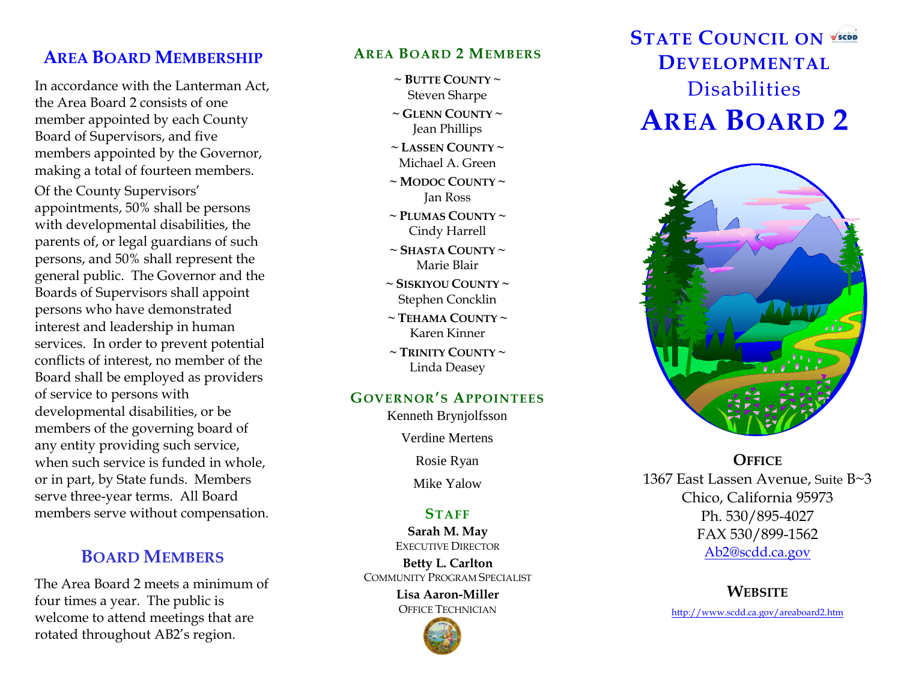## Area Board Membership

In accordance with the Lanterman Act, the Area Board 2 consists of one member appointed by each County Board of Supervisors, and five members appointed by the Governor, making a total of fourteen members.

Of the County Supervisors' appointments, 50% shall be persons with developmental disabilities, the parents of, or legal guardians of such persons, and 50% shall represent the general public. The Governor and the Boards of Supervisors shall appoint persons who have demonstrated interest and leadership in human services. In order to prevent potential conflicts of interest, no member of the Board shall be employed as providers of service to persons with developmental disabilities, or be members of the governing board of any entity providing such service, when such service is funded in whole, or in part, by State funds. Members serve three-year terms. All Board members serve without compensation.

## Board Members

The Area Board 2 meets a minimum of four times a year. The public is welcome to attend meetings that are rotated throughout AB2's region.

## Area Board 2 Members

**~ Butte County ~**
Steven Sharpe

**~ Glenn County ~**
Jean Phillips

**~ Lassen County ~**
Michael A. Green

**~ Modoc County ~**
Jan Ross

**~ Plumas County ~**
Cindy Harrell

**~ Shasta County ~**
Marie Blair

**~ Siskiyou County ~**
Stephen Concklin

**~ Tehama County ~**
Karen Kinner

**~ Trinity County ~**
Linda Deasey

## Governor's Appointees

Kenneth Brynjolfsson

Verdine Mertens

Rosie Ryan

Mike Yalow

## Staff

**Sarah M. May**
Executive Director

**Betty L. Carlton**
Community Program Specialist

**Lisa Aaron-Miller**
Office Technician

# State Council on Developmental Disabilities

# Area Board 2

### Office

1367 East Lassen Avenue, Suite B~3
Chico, California 95973
Ph. 530/895-4027
FAX 530/899-1562
Ab2@scdd.ca.gov

### Website

http://www.scdd.ca.gov/areaboard2.htm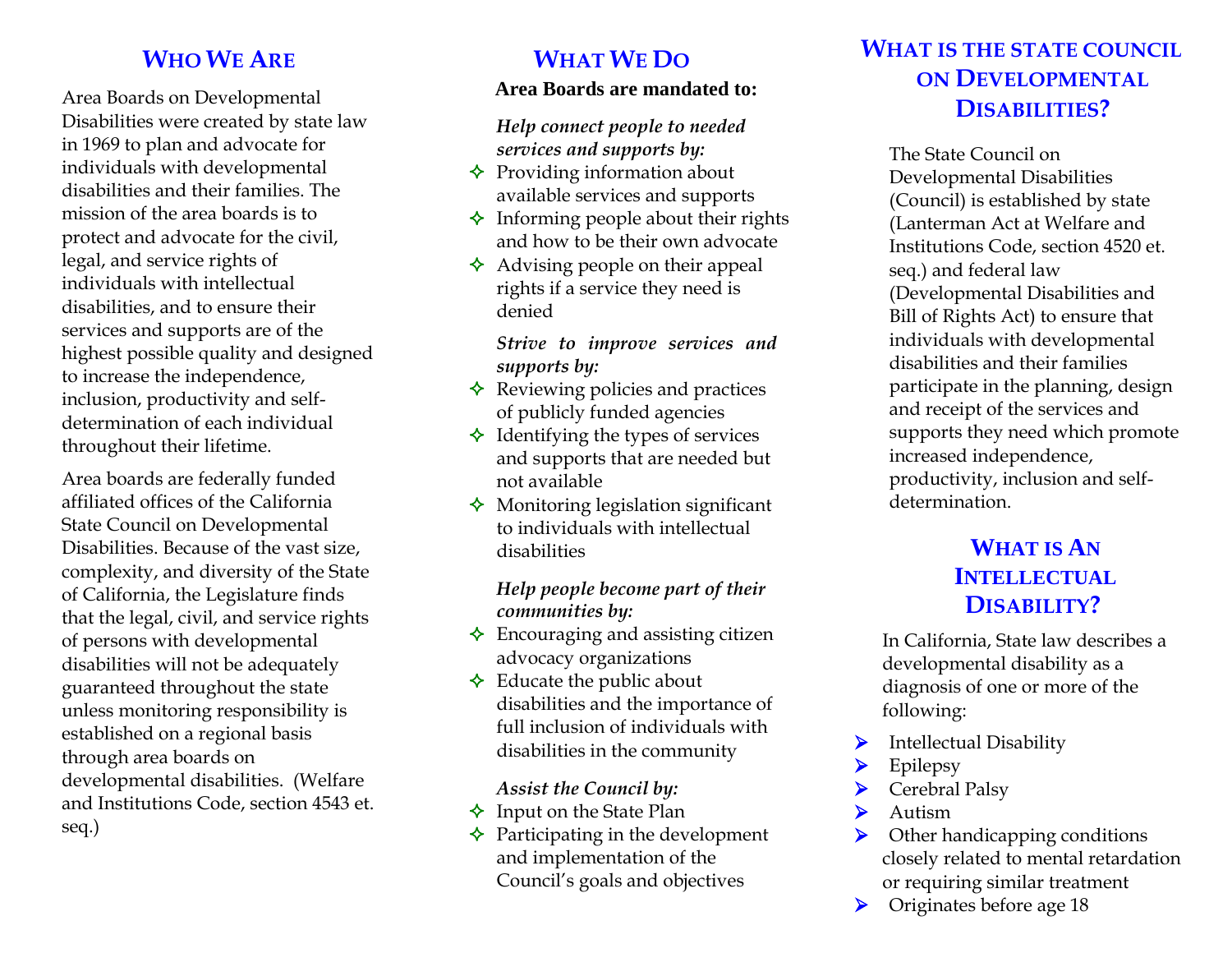## Who We Are

Area Boards on Developmental Disabilities were created by state law in 1969 to plan and advocate for individuals with developmental disabilities and their families. The mission of the area boards is to protect and advocate for the civil, legal, and service rights of individuals with intellectual disabilities, and to ensure their services and supports are of the highest possible quality and designed to increase the independence, inclusion, productivity and self-determination of each individual throughout their lifetime.

Area boards are federally funded affiliated offices of the California State Council on Developmental Disabilities. Because of the vast size, complexity, and diversity of the State of California, the Legislature finds that the legal, civil, and service rights of persons with developmental disabilities will not be adequately guaranteed throughout the state unless monitoring responsibility is established on a regional basis through area boards on developmental disabilities. (Welfare and Institutions Code, section 4543 et. seq.)

## What We Do

**Area Boards are mandated to:**

***Help connect people to needed services and supports by:***

- Providing information about available services and supports
- Informing people about their rights and how to be their own advocate
- Advising people on their appeal rights if a service they need is denied

***Strive to improve services and supports by:***

- Reviewing policies and practices of publicly funded agencies
- Identifying the types of services and supports that are needed but not available
- Monitoring legislation significant to individuals with intellectual disabilities

***Help people become part of their communities by:***

- Encouraging and assisting citizen advocacy organizations
- Educate the public about disabilities and the importance of full inclusion of individuals with disabilities in the community

***Assist the Council by:***

- Input on the State Plan
- Participating in the development and implementation of the Council's goals and objectives

## What is the State Council on Developmental Disabilities?

The State Council on Developmental Disabilities (Council) is established by state (Lanterman Act at Welfare and Institutions Code, section 4520 et. seq.) and federal law (Developmental Disabilities and Bill of Rights Act) to ensure that individuals with developmental disabilities and their families participate in the planning, design and receipt of the services and supports they need which promote increased independence, productivity, inclusion and self-determination.

## What is An Intellectual Disability?

In California, State law describes a developmental disability as a diagnosis of one or more of the following:

- Intellectual Disability
- Epilepsy
- Cerebral Palsy
- Autism
- Other handicapping conditions closely related to mental retardation or requiring similar treatment
- Originates before age 18